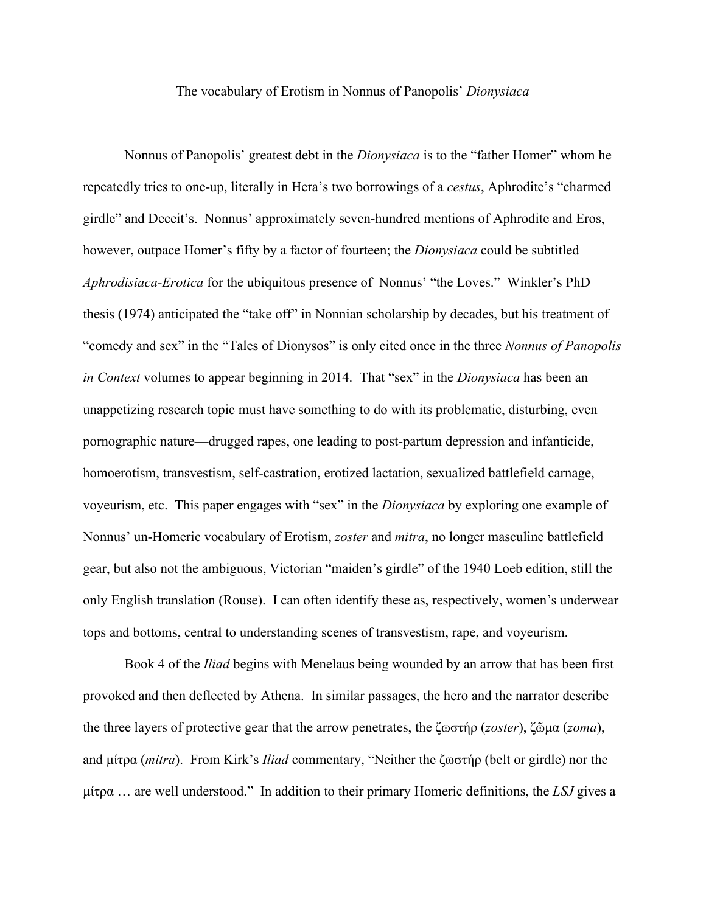# The vocabulary of Erotism in Nonnus of Panopolis' *Dionysiaca*

Nonnus of Panopolis' greatest debt in the *Dionysiaca* is to the "father Homer" whom he repeatedly tries to one-up, literally in Hera's two borrowings of a *cestus*, Aphrodite's "charmed girdle" and Deceit's. Nonnus' approximately seven-hundred mentions of Aphrodite and Eros, however, outpace Homer's fifty by a factor of fourteen; the *Dionysiaca* could be subtitled *Aphrodisiaca-Erotica* for the ubiquitous presence of Nonnus' "the Loves." Winkler's PhD thesis (1974) anticipated the "take off" in Nonnian scholarship by decades, but his treatment of "comedy and sex" in the "Tales of Dionysos" is only cited once in the three *Nonnus of Panopolis in Context* volumes to appear beginning in 2014. That "sex" in the *Dionysiaca* has been an unappetizing research topic must have something to do with its problematic, disturbing, even pornographic nature—drugged rapes, one leading to post-partum depression and infanticide, homoerotism, transvestism, self-castration, erotized lactation, sexualized battlefield carnage, voyeurism, etc. This paper engages with "sex" in the *Dionysiaca* by exploring one example of Nonnus' un-Homeric vocabulary of Erotism, *zoster* and *mitra*, no longer masculine battlefield gear, but also not the ambiguous, Victorian "maiden's girdle" of the 1940 Loeb edition, still the only English translation (Rouse). I can often identify these as, respectively, women's underwear tops and bottoms, central to understanding scenes of transvestism, rape, and voyeurism.

Book 4 of the *Iliad* begins with Menelaus being wounded by an arrow that has been first provoked and then deflected by Athena. In similar passages, the hero and the narrator describe the three layers of protective gear that the arrow penetrates, the ζωστήρ (*zoster*), ζῶμα (*zoma*), and μίτρα (*mitra*). From Kirk's *Iliad* commentary, "Neither the ζωστήρ (belt or girdle) nor the μίτρα … are well understood." In addition to their primary Homeric definitions, the *LSJ* gives a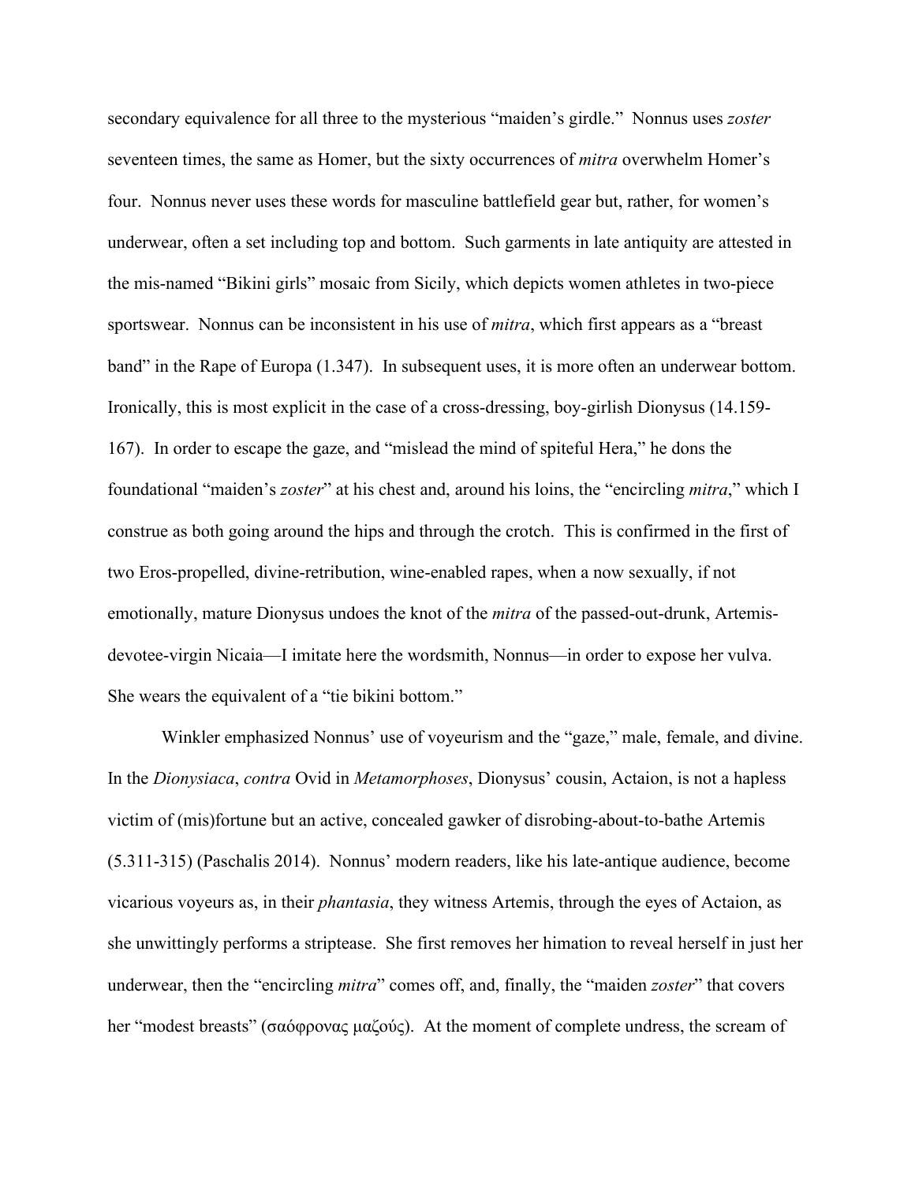secondary equivalence for all three to the mysterious "maiden's girdle." Nonnus uses *zoster* seventeen times, the same as Homer, but the sixty occurrences of *mitra* overwhelm Homer's four. Nonnus never uses these words for masculine battlefield gear but, rather, for women's underwear, often a set including top and bottom. Such garments in late antiquity are attested in the mis-named "Bikini girls" mosaic from Sicily, which depicts women athletes in two-piece sportswear. Nonnus can be inconsistent in his use of *mitra*, which first appears as a "breast band" in the Rape of Europa (1.347). In subsequent uses, it is more often an underwear bottom. Ironically, this is most explicit in the case of a cross-dressing, boy-girlish Dionysus (14.159-167). In order to escape the gaze, and "mislead the mind of spiteful Hera," he dons the foundational "maiden's *zoster*" at his chest and, around his loins, the "encircling *mitra*," which I construe as both going around the hips and through the crotch. This is confirmed in the first of two Eros-propelled, divine-retribution, wine-enabled rapes, when a now sexually, if not emotionally, mature Dionysus undoes the knot of the *mitra* of the passed-out-drunk, Artemis-devotee-virgin Nicaia—I imitate here the wordsmith, Nonnus—in order to expose her vulva. She wears the equivalent of a "tie bikini bottom."

Winkler emphasized Nonnus' use of voyeurism and the "gaze," male, female, and divine. In the *Dionysiaca*, *contra* Ovid in *Metamorphoses*, Dionysus' cousin, Actaion, is not a hapless victim of (mis)fortune but an active, concealed gawker of disrobing-about-to-bathe Artemis (5.311-315) (Paschalis 2014). Nonnus' modern readers, like his late-antique audience, become vicarious voyeurs as, in their *phantasia*, they witness Artemis, through the eyes of Actaion, as she unwittingly performs a striptease. She first removes her himation to reveal herself in just her underwear, then the "encircling *mitra*" comes off, and, finally, the "maiden *zoster*" that covers her "modest breasts" (σαόφρονας μαζούς). At the moment of complete undress, the scream of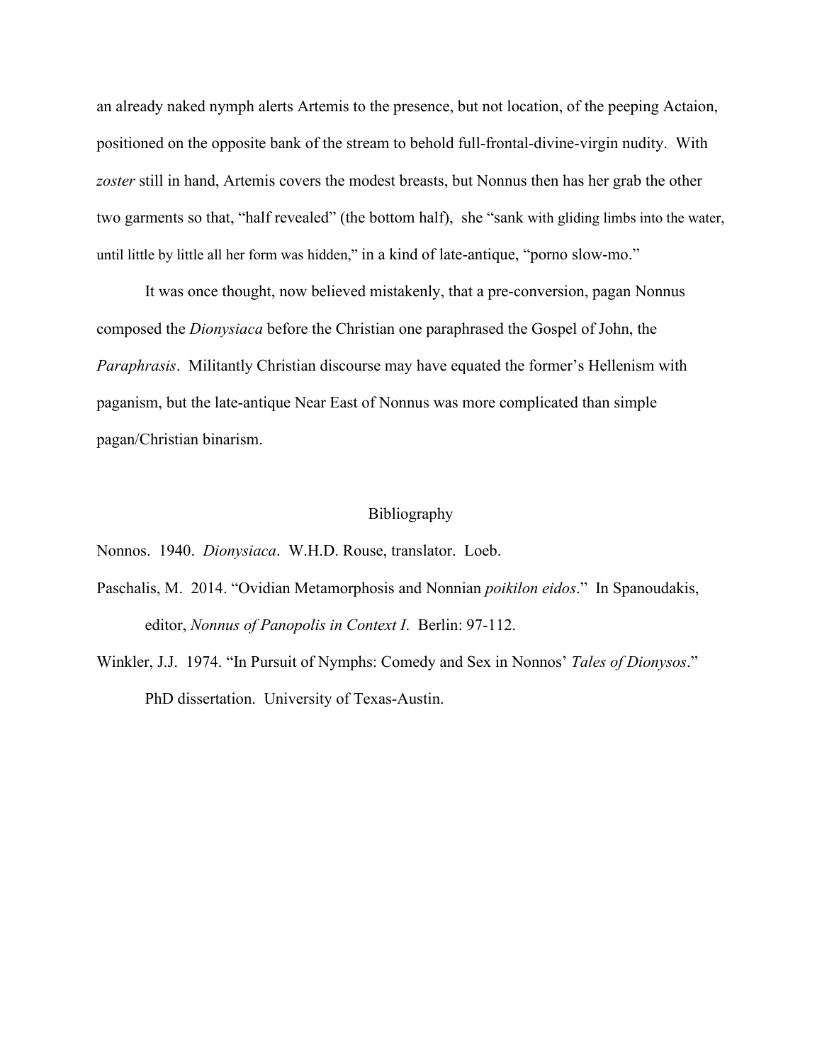an already naked nymph alerts Artemis to the presence, but not location, of the peeping Actaion, positioned on the opposite bank of the stream to behold full-frontal-divine-virgin nudity. With *zoster* still in hand, Artemis covers the modest breasts, but Nonnus then has her grab the other two garments so that, "half revealed" (the bottom half), she "sank with gliding limbs into the water, until little by little all her form was hidden," in a kind of late-antique, "porno slow-mo."

It was once thought, now believed mistakenly, that a pre-conversion, pagan Nonnus composed the *Dionysiaca* before the Christian one paraphrased the Gospel of John, the *Paraphrasis*. Militantly Christian discourse may have equated the former's Hellenism with paganism, but the late-antique Near East of Nonnus was more complicated than simple pagan/Christian binarism.

## Bibliography

Nonnos. 1940. *Dionysiaca*. W.H.D. Rouse, translator. Loeb.

Paschalis, M. 2014. "Ovidian Metamorphosis and Nonnian *poikilon eidos*." In Spanoudakis, editor, *Nonnus of Panopolis in Context I*. Berlin: 97-112.

Winkler, J.J. 1974. "In Pursuit of Nymphs: Comedy and Sex in Nonnos' *Tales of Dionysos*." PhD dissertation. University of Texas-Austin.